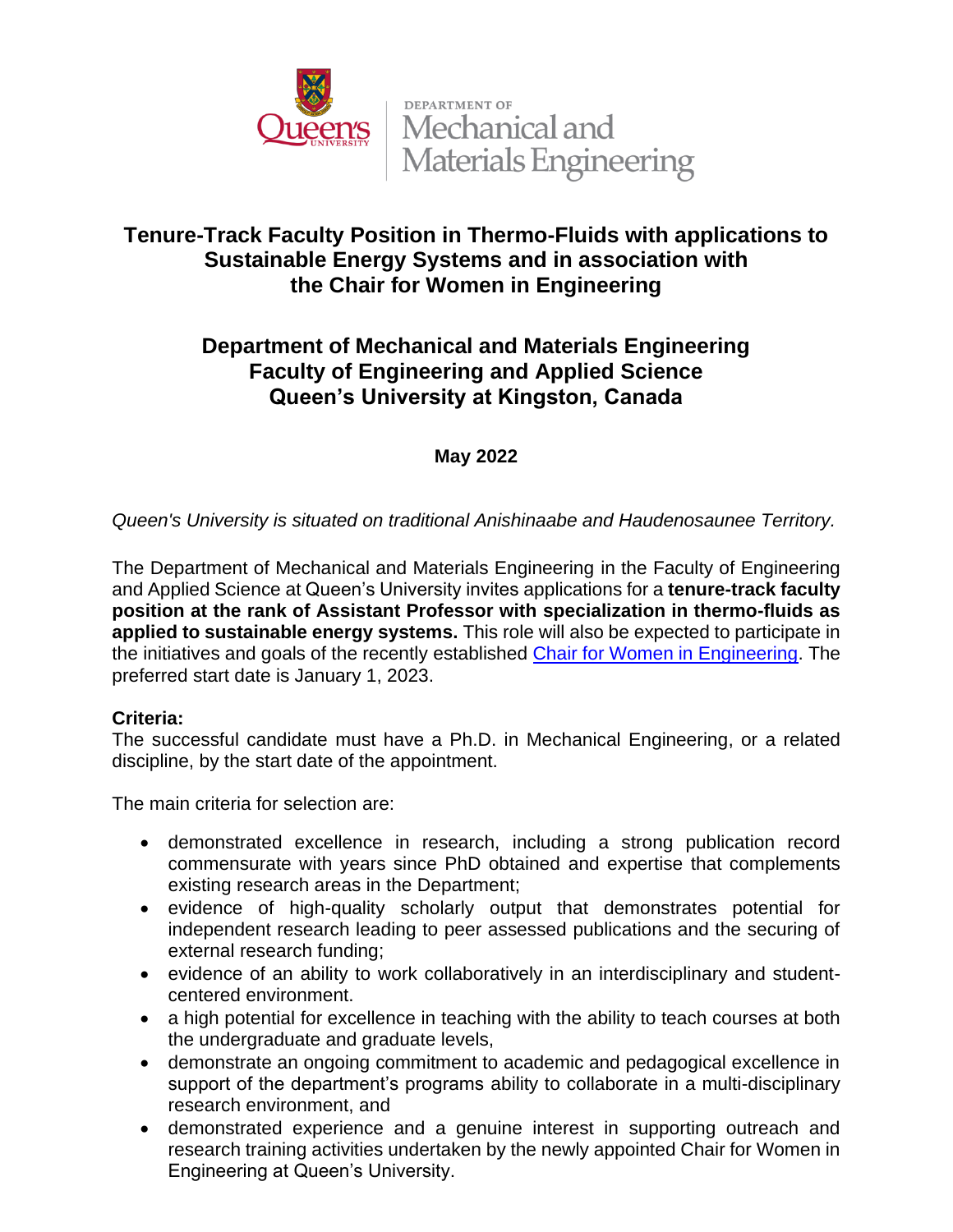Queen's University | Department of Mechanical and Materials Engineering

# Tenure-Track Faculty Position in Thermo-Fluids with applications to Sustainable Energy Systems and in association with the Chair for Women in Engineering

## Department of Mechanical and Materials Engineering
## Faculty of Engineering and Applied Science
## Queen's University at Kingston, Canada

**May 2022**

*Queen's University is situated on traditional Anishinaabe and Haudenosaunee Territory.*

The Department of Mechanical and Materials Engineering in the Faculty of Engineering and Applied Science at Queen's University invites applications for a **tenure-track faculty position at the rank of Assistant Professor with specialization in thermo-fluids as applied to sustainable energy systems.** This role will also be expected to participate in the initiatives and goals of the recently established Chair for Women in Engineering. The preferred start date is January 1, 2023.

**Criteria:**
The successful candidate must have a Ph.D. in Mechanical Engineering, or a related discipline, by the start date of the appointment.

The main criteria for selection are:

- demonstrated excellence in research, including a strong publication record commensurate with years since PhD obtained and expertise that complements existing research areas in the Department;
- evidence of high-quality scholarly output that demonstrates potential for independent research leading to peer assessed publications and the securing of external research funding;
- evidence of an ability to work collaboratively in an interdisciplinary and student-centered environment.
- a high potential for excellence in teaching with the ability to teach courses at both the undergraduate and graduate levels,
- demonstrate an ongoing commitment to academic and pedagogical excellence in support of the department's programs ability to collaborate in a multi-disciplinary research environment, and
- demonstrated experience and a genuine interest in supporting outreach and research training activities undertaken by the newly appointed Chair for Women in Engineering at Queen's University.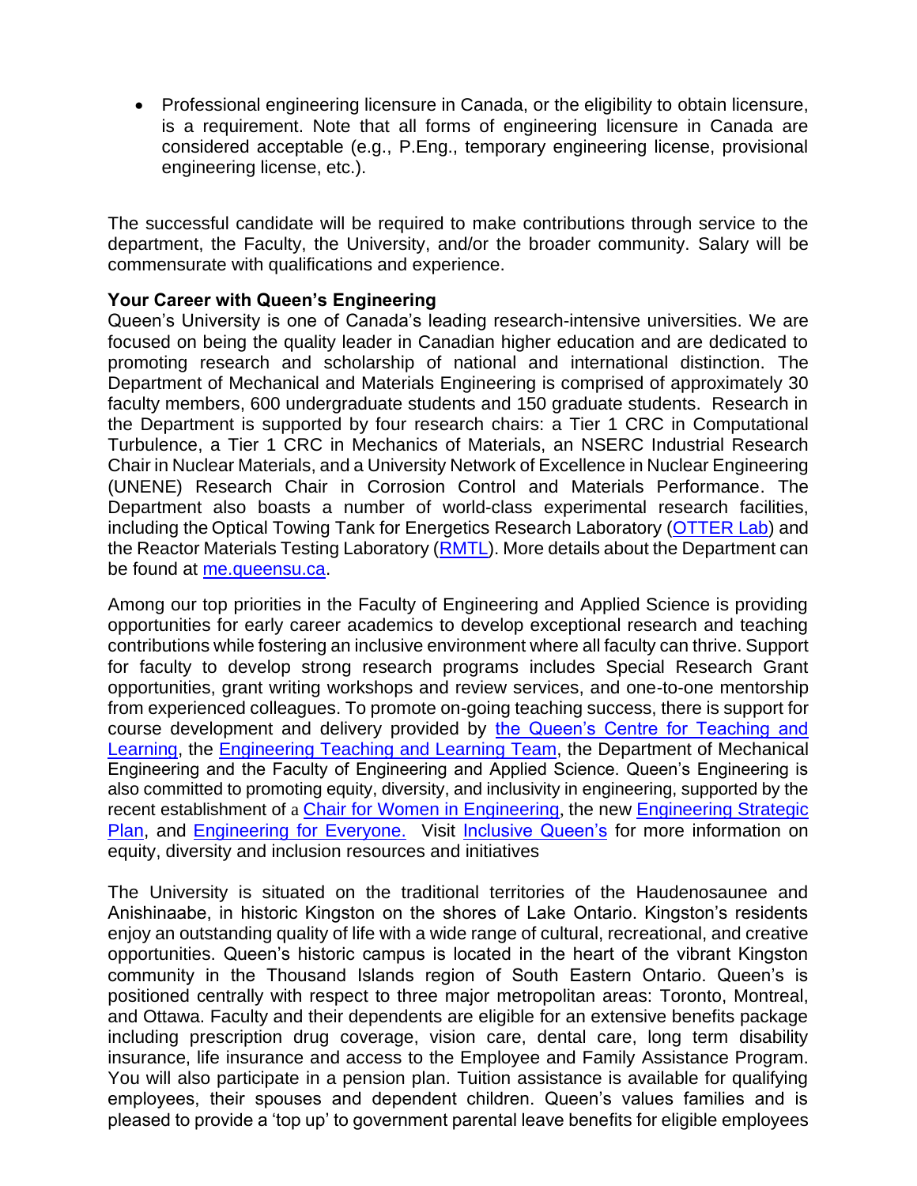- Professional engineering licensure in Canada, or the eligibility to obtain licensure, is a requirement. Note that all forms of engineering licensure in Canada are considered acceptable (e.g., P.Eng., temporary engineering license, provisional engineering license, etc.).

The successful candidate will be required to make contributions through service to the department, the Faculty, the University, and/or the broader community. Salary will be commensurate with qualifications and experience.

**Your Career with Queen's Engineering**

Queen's University is one of Canada's leading research-intensive universities. We are focused on being the quality leader in Canadian higher education and are dedicated to promoting research and scholarship of national and international distinction. The Department of Mechanical and Materials Engineering is comprised of approximately 30 faculty members, 600 undergraduate students and 150 graduate students. Research in the Department is supported by four research chairs: a Tier 1 CRC in Computational Turbulence, a Tier 1 CRC in Mechanics of Materials, an NSERC Industrial Research Chair in Nuclear Materials, and a University Network of Excellence in Nuclear Engineering (UNENE) Research Chair in Corrosion Control and Materials Performance. The Department also boasts a number of world-class experimental research facilities, including the Optical Towing Tank for Energetics Research Laboratory (OTTER Lab) and the Reactor Materials Testing Laboratory (RMTL). More details about the Department can be found at me.queensu.ca.

Among our top priorities in the Faculty of Engineering and Applied Science is providing opportunities for early career academics to develop exceptional research and teaching contributions while fostering an inclusive environment where all faculty can thrive. Support for faculty to develop strong research programs includes Special Research Grant opportunities, grant writing workshops and review services, and one-to-one mentorship from experienced colleagues. To promote on-going teaching success, there is support for course development and delivery provided by the Queen's Centre for Teaching and Learning, the Engineering Teaching and Learning Team, the Department of Mechanical Engineering and the Faculty of Engineering and Applied Science. Queen's Engineering is also committed to promoting equity, diversity, and inclusivity in engineering, supported by the recent establishment of a Chair for Women in Engineering, the new Engineering Strategic Plan, and Engineering for Everyone. Visit Inclusive Queen's for more information on equity, diversity and inclusion resources and initiatives

The University is situated on the traditional territories of the Haudenosaunee and Anishinaabe, in historic Kingston on the shores of Lake Ontario. Kingston's residents enjoy an outstanding quality of life with a wide range of cultural, recreational, and creative opportunities. Queen's historic campus is located in the heart of the vibrant Kingston community in the Thousand Islands region of South Eastern Ontario. Queen's is positioned centrally with respect to three major metropolitan areas: Toronto, Montreal, and Ottawa. Faculty and their dependents are eligible for an extensive benefits package including prescription drug coverage, vision care, dental care, long term disability insurance, life insurance and access to the Employee and Family Assistance Program. You will also participate in a pension plan. Tuition assistance is available for qualifying employees, their spouses and dependent children. Queen's values families and is pleased to provide a 'top up' to government parental leave benefits for eligible employees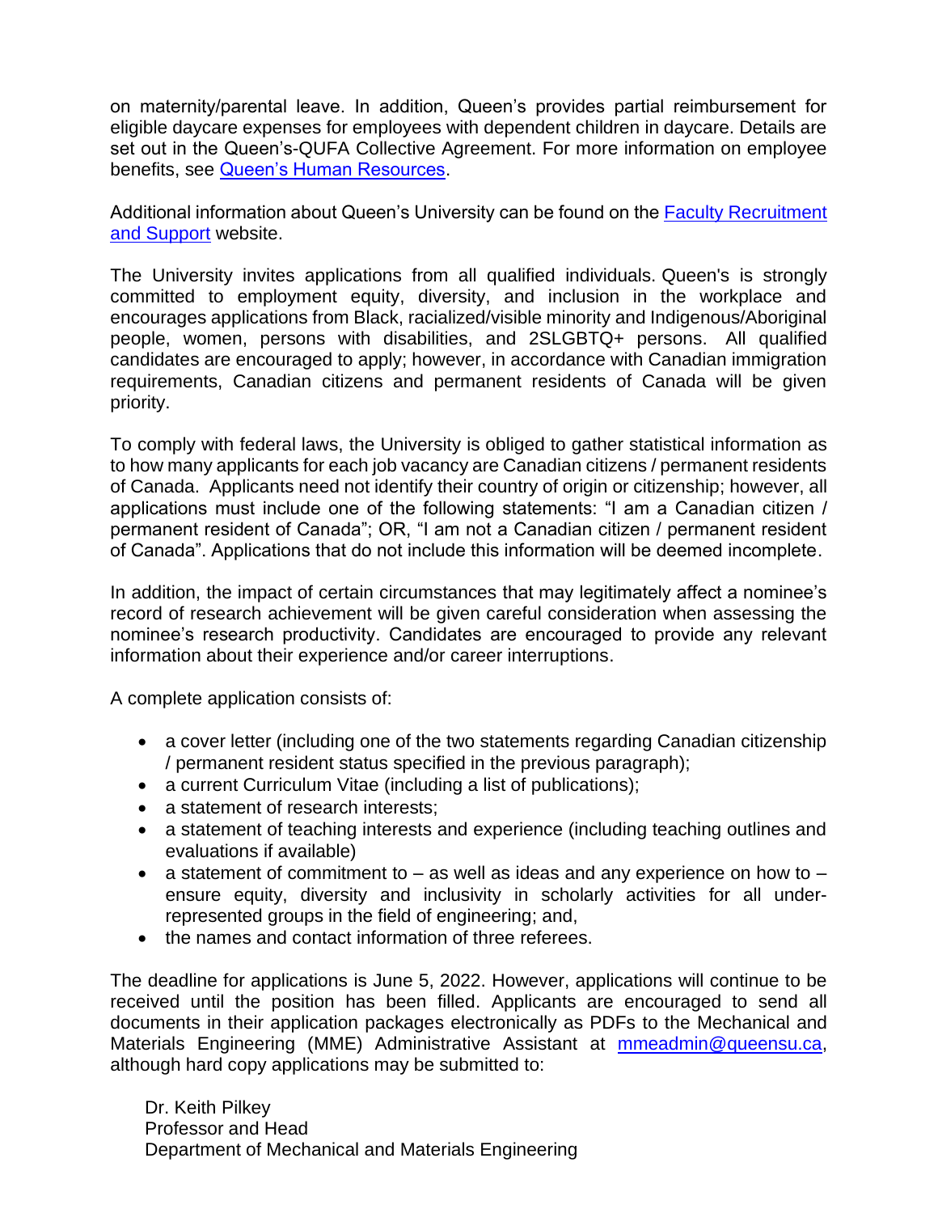on maternity/parental leave. In addition, Queen's provides partial reimbursement for eligible daycare expenses for employees with dependent children in daycare. Details are set out in the Queen's-QUFA Collective Agreement. For more information on employee benefits, see [Queen's Human Resources](#).

Additional information about Queen's University can be found on the [Faculty Recruitment and Support](#) website.

The University invites applications from all qualified individuals. Queen's is strongly committed to employment equity, diversity, and inclusion in the workplace and encourages applications from Black, racialized/visible minority and Indigenous/Aboriginal people, women, persons with disabilities, and 2SLGBTQ+ persons. All qualified candidates are encouraged to apply; however, in accordance with Canadian immigration requirements, Canadian citizens and permanent residents of Canada will be given priority.

To comply with federal laws, the University is obliged to gather statistical information as to how many applicants for each job vacancy are Canadian citizens / permanent residents of Canada. Applicants need not identify their country of origin or citizenship; however, all applications must include one of the following statements: "I am a Canadian citizen / permanent resident of Canada"; OR, "I am not a Canadian citizen / permanent resident of Canada". Applications that do not include this information will be deemed incomplete.

In addition, the impact of certain circumstances that may legitimately affect a nominee's record of research achievement will be given careful consideration when assessing the nominee's research productivity. Candidates are encouraged to provide any relevant information about their experience and/or career interruptions.

A complete application consists of:

- a cover letter (including one of the two statements regarding Canadian citizenship / permanent resident status specified in the previous paragraph);
- a current Curriculum Vitae (including a list of publications);
- a statement of research interests;
- a statement of teaching interests and experience (including teaching outlines and evaluations if available)
- a statement of commitment to – as well as ideas and any experience on how to – ensure equity, diversity and inclusivity in scholarly activities for all under-represented groups in the field of engineering; and,
- the names and contact information of three referees.

The deadline for applications is June 5, 2022. However, applications will continue to be received until the position has been filled. Applicants are encouraged to send all documents in their application packages electronically as PDFs to the Mechanical and Materials Engineering (MME) Administrative Assistant at [mmeadmin@queensu.ca](mailto:mmeadmin@queensu.ca), although hard copy applications may be submitted to:

Dr. Keith Pilkey
Professor and Head
Department of Mechanical and Materials Engineering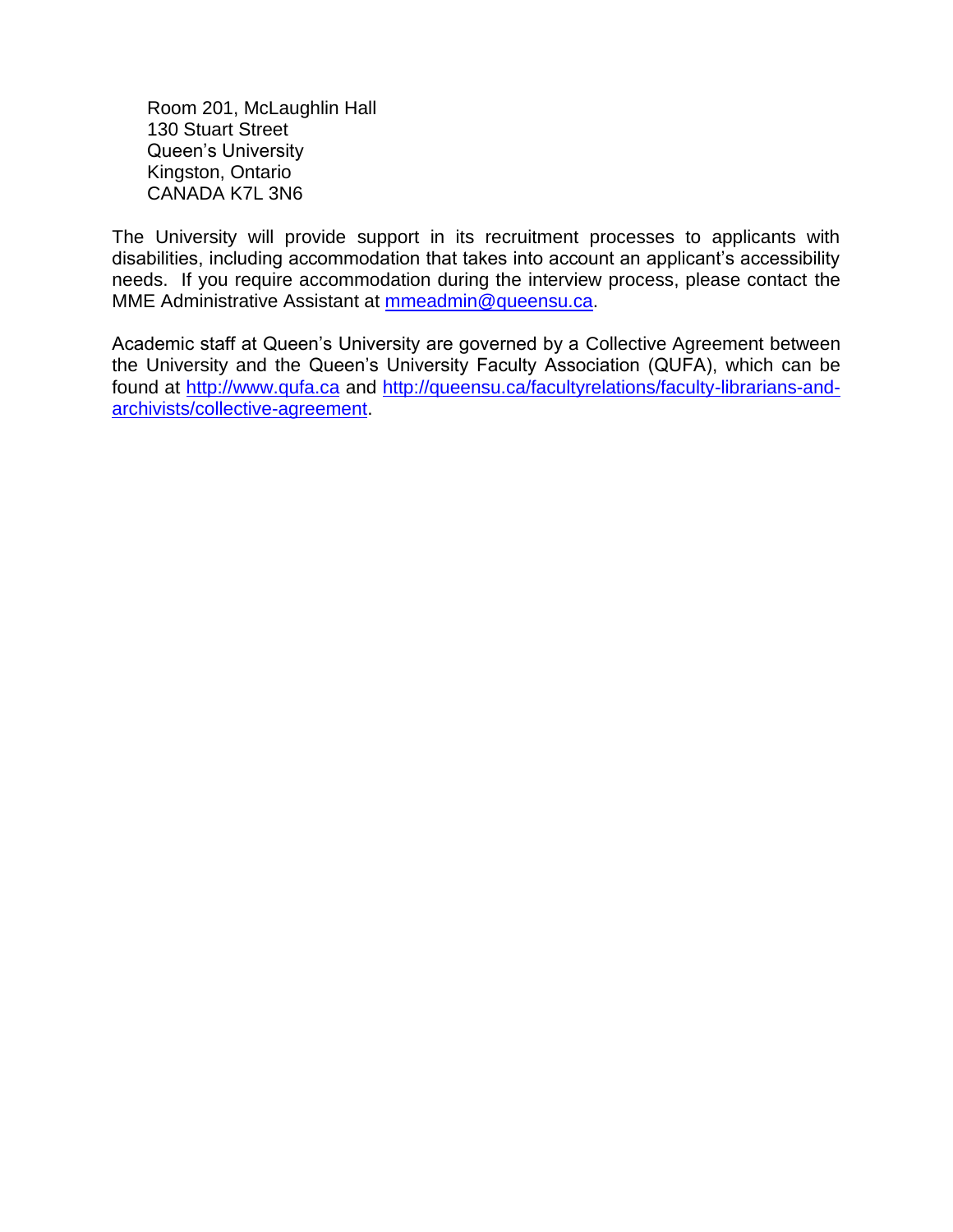Room 201, McLaughlin Hall  
130 Stuart Street  
Queen's University  
Kingston, Ontario  
CANADA K7L 3N6

The University will provide support in its recruitment processes to applicants with disabilities, including accommodation that takes into account an applicant's accessibility needs. If you require accommodation during the interview process, please contact the MME Administrative Assistant at mmeadmin@queensu.ca.

Academic staff at Queen's University are governed by a Collective Agreement between the University and the Queen's University Faculty Association (QUFA), which can be found at http://www.qufa.ca and http://queensu.ca/facultyrelations/faculty-librarians-and-archivists/collective-agreement.